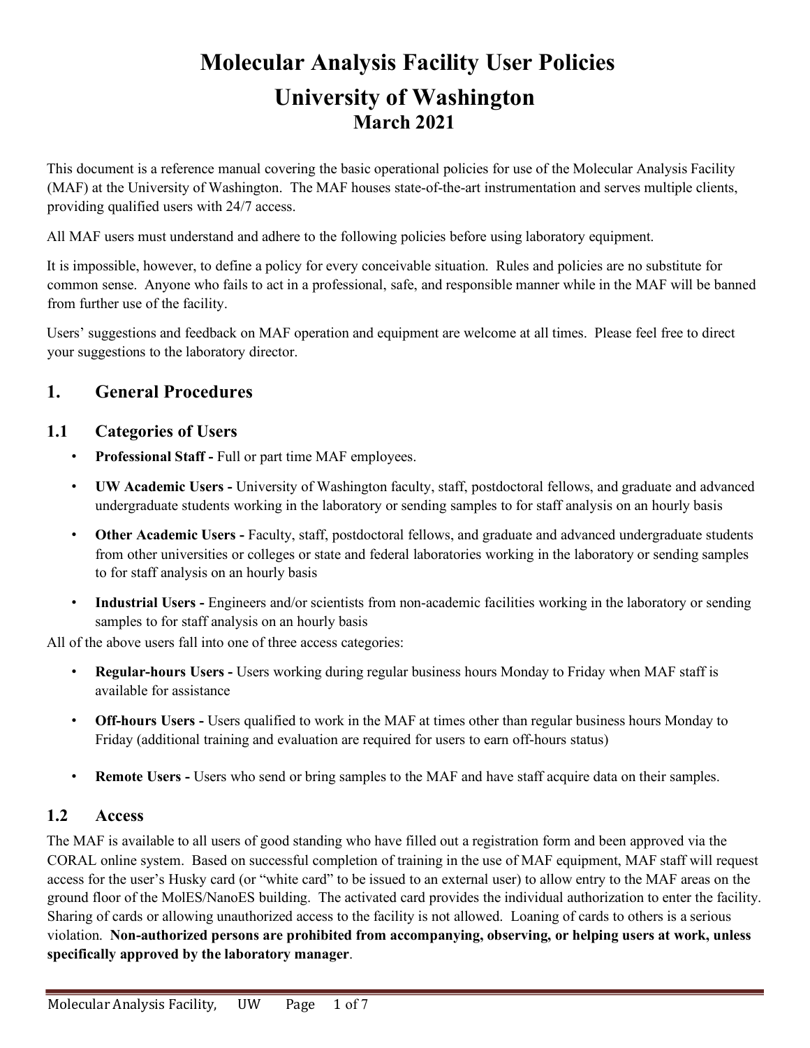# Molecular Analysis Facility User Policies

# University of Washington

## March 2021

This document is a reference manual covering the basic operational policies for use of the Molecular Analysis Facility (MAF) at the University of Washington. The MAF houses state-of-the-art instrumentation and serves multiple clients, providing qualified users with 24/7 access.

All MAF users must understand and adhere to the following policies before using laboratory equipment.

It is impossible, however, to define a policy for every conceivable situation. Rules and policies are no substitute for common sense. Anyone who fails to act in a professional, safe, and responsible manner while in the MAF will be banned from further use of the facility.

Users' suggestions and feedback on MAF operation and equipment are welcome at all times. Please feel free to direct your suggestions to the laboratory director.

## 1. General Procedures

### 1.1 Categories of Users

- **Professional Staff -** Full or part time MAF employees.
- **UW Academic Users -** University of Washington faculty, staff, postdoctoral fellows, and graduate and advanced undergraduate students working in the laboratory or sending samples to for staff analysis on an hourly basis
- **Other Academic Users -** Faculty, staff, postdoctoral fellows, and graduate and advanced undergraduate students from other universities or colleges or state and federal laboratories working in the laboratory or sending samples to for staff analysis on an hourly basis
- **Industrial Users -** Engineers and/or scientists from non-academic facilities working in the laboratory or sending samples to for staff analysis on an hourly basis

All of the above users fall into one of three access categories:

- **Regular-hours Users -** Users working during regular business hours Monday to Friday when MAF staff is available for assistance
- **Off-hours Users -** Users qualified to work in the MAF at times other than regular business hours Monday to Friday (additional training and evaluation are required for users to earn off-hours status)
- **Remote Users -** Users who send or bring samples to the MAF and have staff acquire data on their samples.

### 1.2 Access

The MAF is available to all users of good standing who have filled out a registration form and been approved via the CORAL online system. Based on successful completion of training in the use of MAF equipment, MAF staff will request access for the user's Husky card (or "white card" to be issued to an external user) to allow entry to the MAF areas on the ground floor of the MolES/NanoES building. The activated card provides the individual authorization to enter the facility. Sharing of cards or allowing unauthorized access to the facility is not allowed. Loaning of cards to others is a serious violation. **Non-authorized persons are prohibited from accompanying, observing, or helping users at work, unless specifically approved by the laboratory manager**.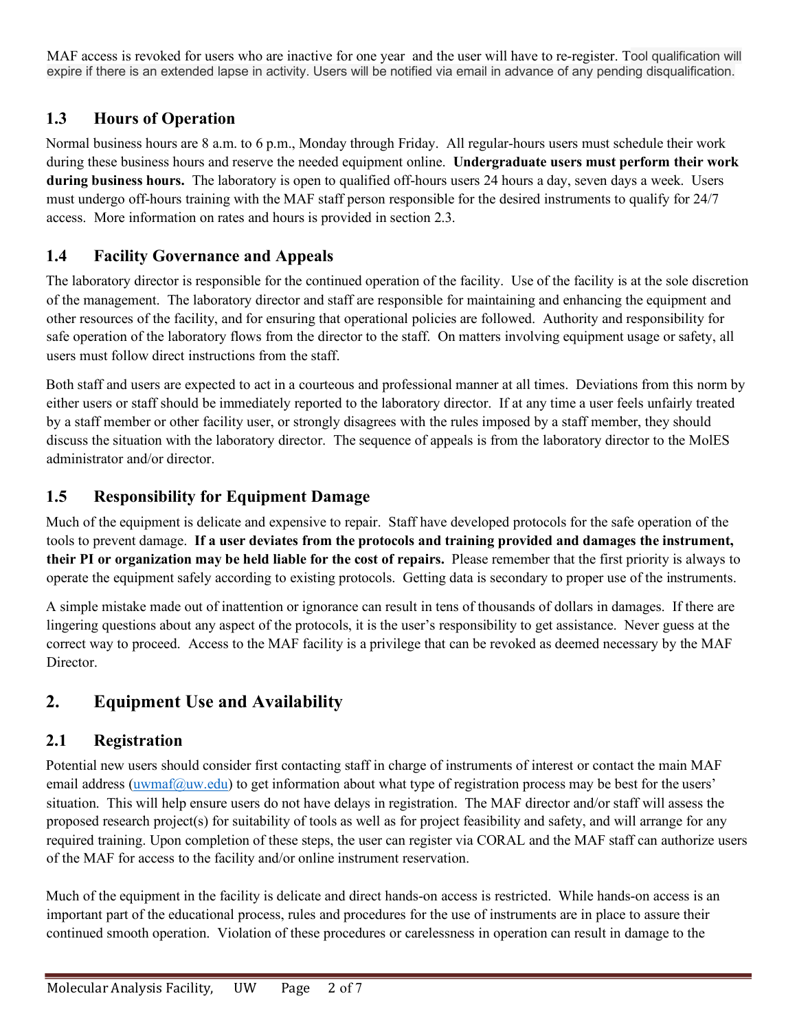MAF access is revoked for users who are inactive for one year and the user will have to re-register. Tool qualification will expire if there is an extended lapse in activity. Users will be notified via email in advance of any pending disqualification.

### 1.3 Hours of Operation

Normal business hours are 8 a.m. to 6 p.m., Monday through Friday. All regular-hours users must schedule their work during these business hours and reserve the needed equipment online. **Undergraduate users must perform their work during business hours.** The laboratory is open to qualified off-hours users 24 hours a day, seven days a week. Users must undergo off-hours training with the MAF staff person responsible for the desired instruments to qualify for 24/7 access. More information on rates and hours is provided in section 2.3.

### 1.4 Facility Governance and Appeals

The laboratory director is responsible for the continued operation of the facility. Use of the facility is at the sole discretion of the management. The laboratory director and staff are responsible for maintaining and enhancing the equipment and other resources of the facility, and for ensuring that operational policies are followed. Authority and responsibility for safe operation of the laboratory flows from the director to the staff. On matters involving equipment usage or safety, all users must follow direct instructions from the staff.

Both staff and users are expected to act in a courteous and professional manner at all times. Deviations from this norm by either users or staff should be immediately reported to the laboratory director. If at any time a user feels unfairly treated by a staff member or other facility user, or strongly disagrees with the rules imposed by a staff member, they should discuss the situation with the laboratory director. The sequence of appeals is from the laboratory director to the MolES administrator and/or director.

### 1.5 Responsibility for Equipment Damage

Much of the equipment is delicate and expensive to repair. Staff have developed protocols for the safe operation of the tools to prevent damage. **If a user deviates from the protocols and training provided and damages the instrument, their PI or organization may be held liable for the cost of repairs.** Please remember that the first priority is always to operate the equipment safely according to existing protocols. Getting data is secondary to proper use of the instruments.

A simple mistake made out of inattention or ignorance can result in tens of thousands of dollars in damages. If there are lingering questions about any aspect of the protocols, it is the user's responsibility to get assistance. Never guess at the correct way to proceed. Access to the MAF facility is a privilege that can be revoked as deemed necessary by the MAF Director.

## 2. Equipment Use and Availability

### 2.1 Registration

Potential new users should consider first contacting staff in charge of instruments of interest or contact the main MAF email address (uwmaf@uw.edu) to get information about what type of registration process may be best for the users' situation. This will help ensure users do not have delays in registration. The MAF director and/or staff will assess the proposed research project(s) for suitability of tools as well as for project feasibility and safety, and will arrange for any required training. Upon completion of these steps, the user can register via CORAL and the MAF staff can authorize users of the MAF for access to the facility and/or online instrument reservation.

Much of the equipment in the facility is delicate and direct hands-on access is restricted. While hands-on access is an important part of the educational process, rules and procedures for the use of instruments are in place to assure their continued smooth operation. Violation of these procedures or carelessness in operation can result in damage to the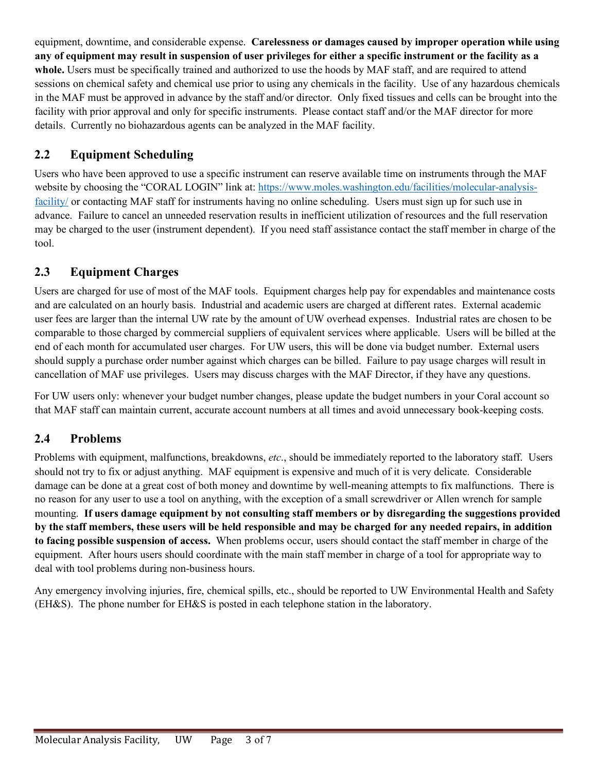equipment, downtime, and considerable expense. **Carelessness or damages caused by improper operation while using any of equipment may result in suspension of user privileges for either a specific instrument or the facility as a whole.** Users must be specifically trained and authorized to use the hoods by MAF staff, and are required to attend sessions on chemical safety and chemical use prior to using any chemicals in the facility. Use of any hazardous chemicals in the MAF must be approved in advance by the staff and/or director. Only fixed tissues and cells can be brought into the facility with prior approval and only for specific instruments. Please contact staff and/or the MAF director for more details. Currently no biohazardous agents can be analyzed in the MAF facility.

## 2.2 Equipment Scheduling

Users who have been approved to use a specific instrument can reserve available time on instruments through the MAF website by choosing the "CORAL LOGIN" link at: [https://www.moles.washington.edu/facilities/molecular-analysis-facility/](https://www.moles.washington.edu/facilities/molecular-analysis-facility/) or contacting MAF staff for instruments having no online scheduling. Users must sign up for such use in advance. Failure to cancel an unneeded reservation results in inefficient utilization of resources and the full reservation may be charged to the user (instrument dependent). If you need staff assistance contact the staff member in charge of the tool.

## 2.3 Equipment Charges

Users are charged for use of most of the MAF tools. Equipment charges help pay for expendables and maintenance costs and are calculated on an hourly basis. Industrial and academic users are charged at different rates. External academic user fees are larger than the internal UW rate by the amount of UW overhead expenses. Industrial rates are chosen to be comparable to those charged by commercial suppliers of equivalent services where applicable. Users will be billed at the end of each month for accumulated user charges. For UW users, this will be done via budget number. External users should supply a purchase order number against which charges can be billed. Failure to pay usage charges will result in cancellation of MAF use privileges. Users may discuss charges with the MAF Director, if they have any questions.

For UW users only: whenever your budget number changes, please update the budget numbers in your Coral account so that MAF staff can maintain current, accurate account numbers at all times and avoid unnecessary book-keeping costs.

## 2.4 Problems

Problems with equipment, malfunctions, breakdowns, *etc*., should be immediately reported to the laboratory staff. Users should not try to fix or adjust anything. MAF equipment is expensive and much of it is very delicate. Considerable damage can be done at a great cost of both money and downtime by well-meaning attempts to fix malfunctions. There is no reason for any user to use a tool on anything, with the exception of a small screwdriver or Allen wrench for sample mounting. **If users damage equipment by not consulting staff members or by disregarding the suggestions provided by the staff members, these users will be held responsible and may be charged for any needed repairs, in addition to facing possible suspension of access.** When problems occur, users should contact the staff member in charge of the equipment. After hours users should coordinate with the main staff member in charge of a tool for appropriate way to deal with tool problems during non-business hours.

Any emergency involving injuries, fire, chemical spills, etc., should be reported to UW Environmental Health and Safety (EH&S). The phone number for EH&S is posted in each telephone station in the laboratory.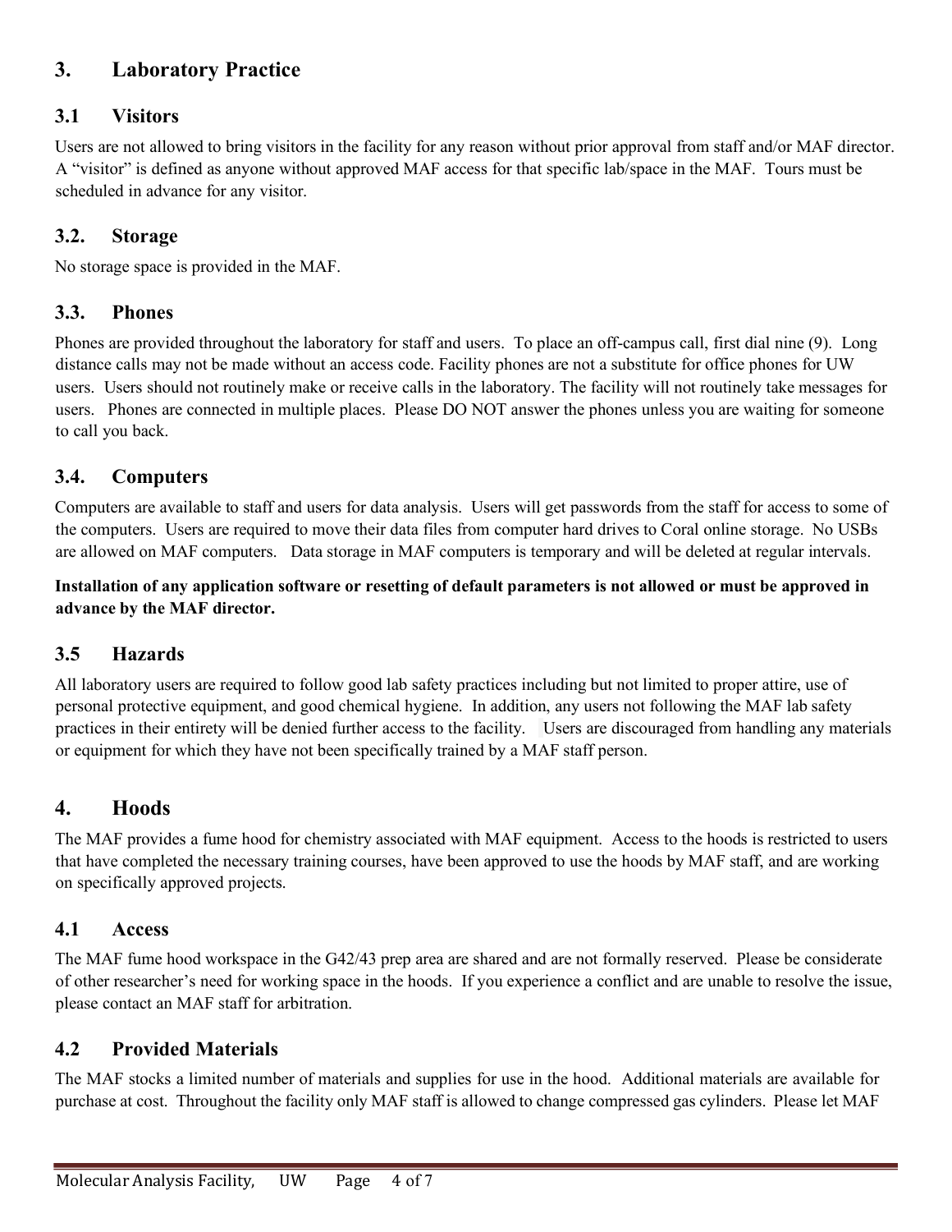## 3. Laboratory Practice

### 3.1 Visitors

Users are not allowed to bring visitors in the facility for any reason without prior approval from staff and/or MAF director. A "visitor" is defined as anyone without approved MAF access for that specific lab/space in the MAF. Tours must be scheduled in advance for any visitor.

### 3.2. Storage

No storage space is provided in the MAF.

### 3.3. Phones

Phones are provided throughout the laboratory for staff and users. To place an off-campus call, first dial nine (9). Long distance calls may not be made without an access code. Facility phones are not a substitute for office phones for UW users. Users should not routinely make or receive calls in the laboratory. The facility will not routinely take messages for users. Phones are connected in multiple places. Please DO NOT answer the phones unless you are waiting for someone to call you back.

### 3.4. Computers

Computers are available to staff and users for data analysis. Users will get passwords from the staff for access to some of the computers. Users are required to move their data files from computer hard drives to Coral online storage. No USBs are allowed on MAF computers. Data storage in MAF computers is temporary and will be deleted at regular intervals.

**Installation of any application software or resetting of default parameters is not allowed or must be approved in advance by the MAF director.**

### 3.5 Hazards

All laboratory users are required to follow good lab safety practices including but not limited to proper attire, use of personal protective equipment, and good chemical hygiene. In addition, any users not following the MAF lab safety practices in their entirety will be denied further access to the facility. Users are discouraged from handling any materials or equipment for which they have not been specifically trained by a MAF staff person.

## 4. Hoods

The MAF provides a fume hood for chemistry associated with MAF equipment. Access to the hoods is restricted to users that have completed the necessary training courses, have been approved to use the hoods by MAF staff, and are working on specifically approved projects.

### 4.1 Access

The MAF fume hood workspace in the G42/43 prep area are shared and are not formally reserved. Please be considerate of other researcher's need for working space in the hoods. If you experience a conflict and are unable to resolve the issue, please contact an MAF staff for arbitration.

### 4.2 Provided Materials

The MAF stocks a limited number of materials and supplies for use in the hood. Additional materials are available for purchase at cost. Throughout the facility only MAF staff is allowed to change compressed gas cylinders. Please let MAF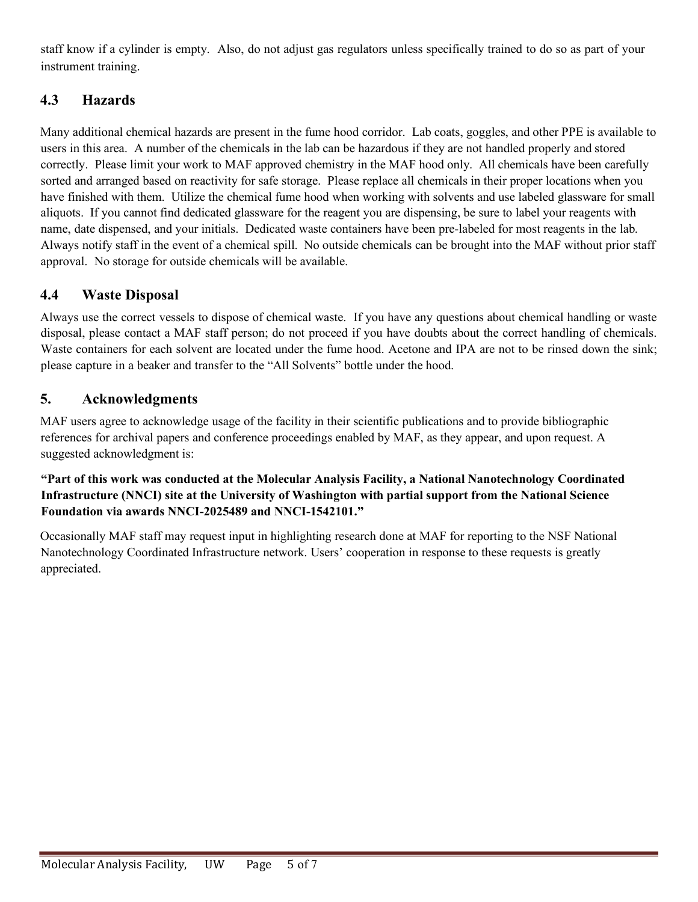staff know if a cylinder is empty. Also, do not adjust gas regulators unless specifically trained to do so as part of your instrument training.

## 4.3 Hazards

Many additional chemical hazards are present in the fume hood corridor. Lab coats, goggles, and other PPE is available to users in this area. A number of the chemicals in the lab can be hazardous if they are not handled properly and stored correctly. Please limit your work to MAF approved chemistry in the MAF hood only. All chemicals have been carefully sorted and arranged based on reactivity for safe storage. Please replace all chemicals in their proper locations when you have finished with them. Utilize the chemical fume hood when working with solvents and use labeled glassware for small aliquots. If you cannot find dedicated glassware for the reagent you are dispensing, be sure to label your reagents with name, date dispensed, and your initials. Dedicated waste containers have been pre-labeled for most reagents in the lab. Always notify staff in the event of a chemical spill. No outside chemicals can be brought into the MAF without prior staff approval. No storage for outside chemicals will be available.

## 4.4 Waste Disposal

Always use the correct vessels to dispose of chemical waste. If you have any questions about chemical handling or waste disposal, please contact a MAF staff person; do not proceed if you have doubts about the correct handling of chemicals. Waste containers for each solvent are located under the fume hood. Acetone and IPA are not to be rinsed down the sink; please capture in a beaker and transfer to the "All Solvents" bottle under the hood.

# 5. Acknowledgments

MAF users agree to acknowledge usage of the facility in their scientific publications and to provide bibliographic references for archival papers and conference proceedings enabled by MAF, as they appear, and upon request. A suggested acknowledgment is:

**"Part of this work was conducted at the Molecular Analysis Facility, a National Nanotechnology Coordinated Infrastructure (NNCI) site at the University of Washington with partial support from the National Science Foundation via awards NNCI-2025489 and NNCI-1542101."**

Occasionally MAF staff may request input in highlighting research done at MAF for reporting to the NSF National Nanotechnology Coordinated Infrastructure network. Users' cooperation in response to these requests is greatly appreciated.